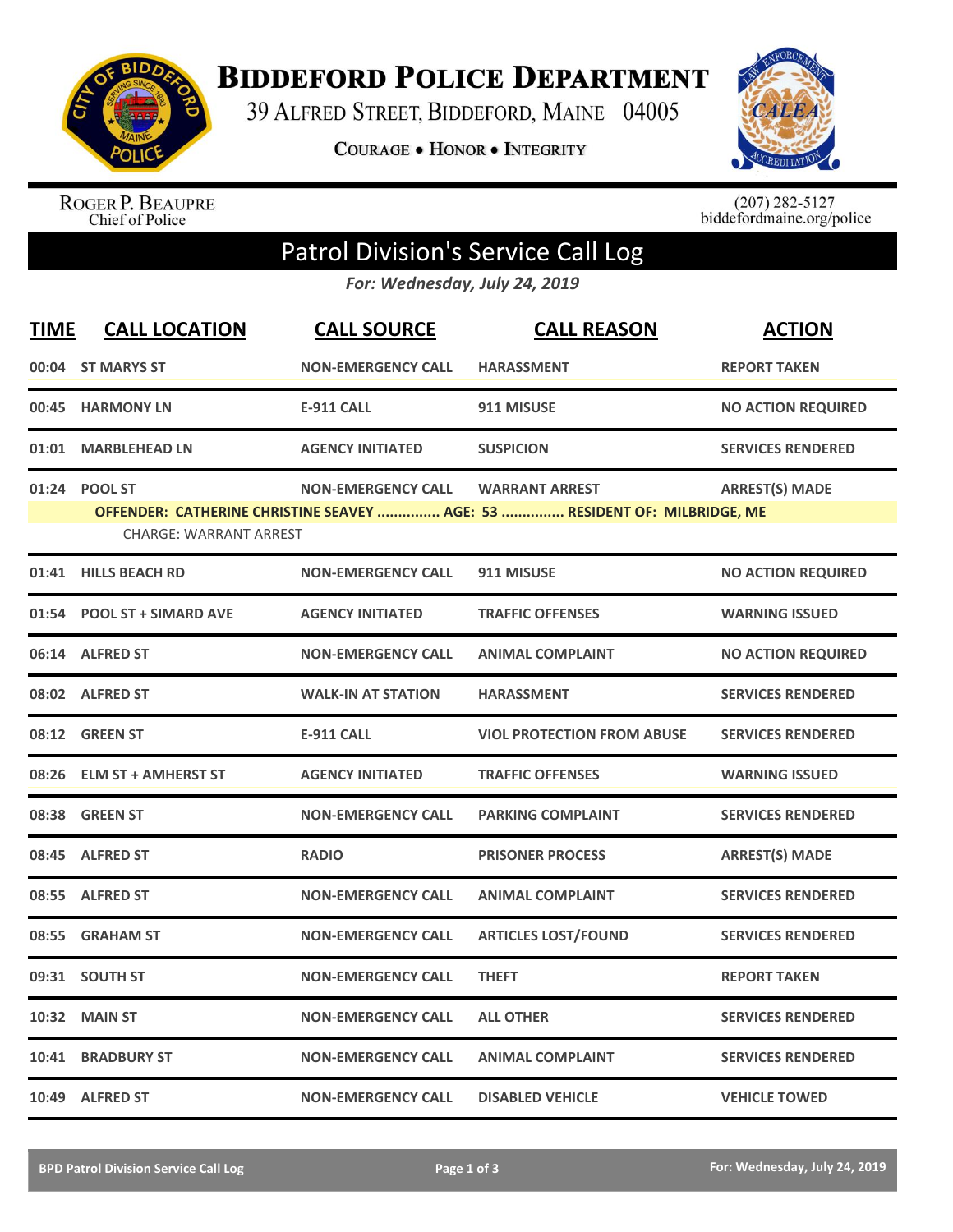# Biddeford Police Department

39 Alfred Street, Biddeford, Maine 04005

**Courage • Honor • Integrity**

Roger P. Beaupre
Chief of Police

(207) 282-5127
biddefordmaine.org/police

## Patrol Division's Service Call Log

*For: Wednesday, July 24, 2019*

| TIME | CALL LOCATION | CALL SOURCE | CALL REASON | ACTION |
|---|---|---|---|---|
| 00:04 | ST MARYS ST | NON-EMERGENCY CALL | HARASSMENT | REPORT TAKEN |
| 00:45 | HARMONY LN | E-911 CALL | 911 MISUSE | NO ACTION REQUIRED |
| 01:01 | MARBLEHEAD LN | AGENCY INITIATED | SUSPICION | SERVICES RENDERED |
| 01:24 | POOL ST | NON-EMERGENCY CALL | WARRANT ARREST | ARREST(S) MADE |
| | OFFENDER: CATHERINE CHRISTINE SEAVEY ............... AGE: 53 ............... RESIDENT OF: MILBRIDGE, ME | | | |
| | CHARGE: WARRANT ARREST | | | |
| 01:41 | HILLS BEACH RD | NON-EMERGENCY CALL | 911 MISUSE | NO ACTION REQUIRED |
| 01:54 | POOL ST + SIMARD AVE | AGENCY INITIATED | TRAFFIC OFFENSES | WARNING ISSUED |
| 06:14 | ALFRED ST | NON-EMERGENCY CALL | ANIMAL COMPLAINT | NO ACTION REQUIRED |
| 08:02 | ALFRED ST | WALK-IN AT STATION | HARASSMENT | SERVICES RENDERED |
| 08:12 | GREEN ST | E-911 CALL | VIOL PROTECTION FROM ABUSE | SERVICES RENDERED |
| 08:26 | ELM ST + AMHERST ST | AGENCY INITIATED | TRAFFIC OFFENSES | WARNING ISSUED |
| 08:38 | GREEN ST | NON-EMERGENCY CALL | PARKING COMPLAINT | SERVICES RENDERED |
| 08:45 | ALFRED ST | RADIO | PRISONER PROCESS | ARREST(S) MADE |
| 08:55 | ALFRED ST | NON-EMERGENCY CALL | ANIMAL COMPLAINT | SERVICES RENDERED |
| 08:55 | GRAHAM ST | NON-EMERGENCY CALL | ARTICLES LOST/FOUND | SERVICES RENDERED |
| 09:31 | SOUTH ST | NON-EMERGENCY CALL | THEFT | REPORT TAKEN |
| 10:32 | MAIN ST | NON-EMERGENCY CALL | ALL OTHER | SERVICES RENDERED |
| 10:41 | BRADBURY ST | NON-EMERGENCY CALL | ANIMAL COMPLAINT | SERVICES RENDERED |
| 10:49 | ALFRED ST | NON-EMERGENCY CALL | DISABLED VEHICLE | VEHICLE TOWED |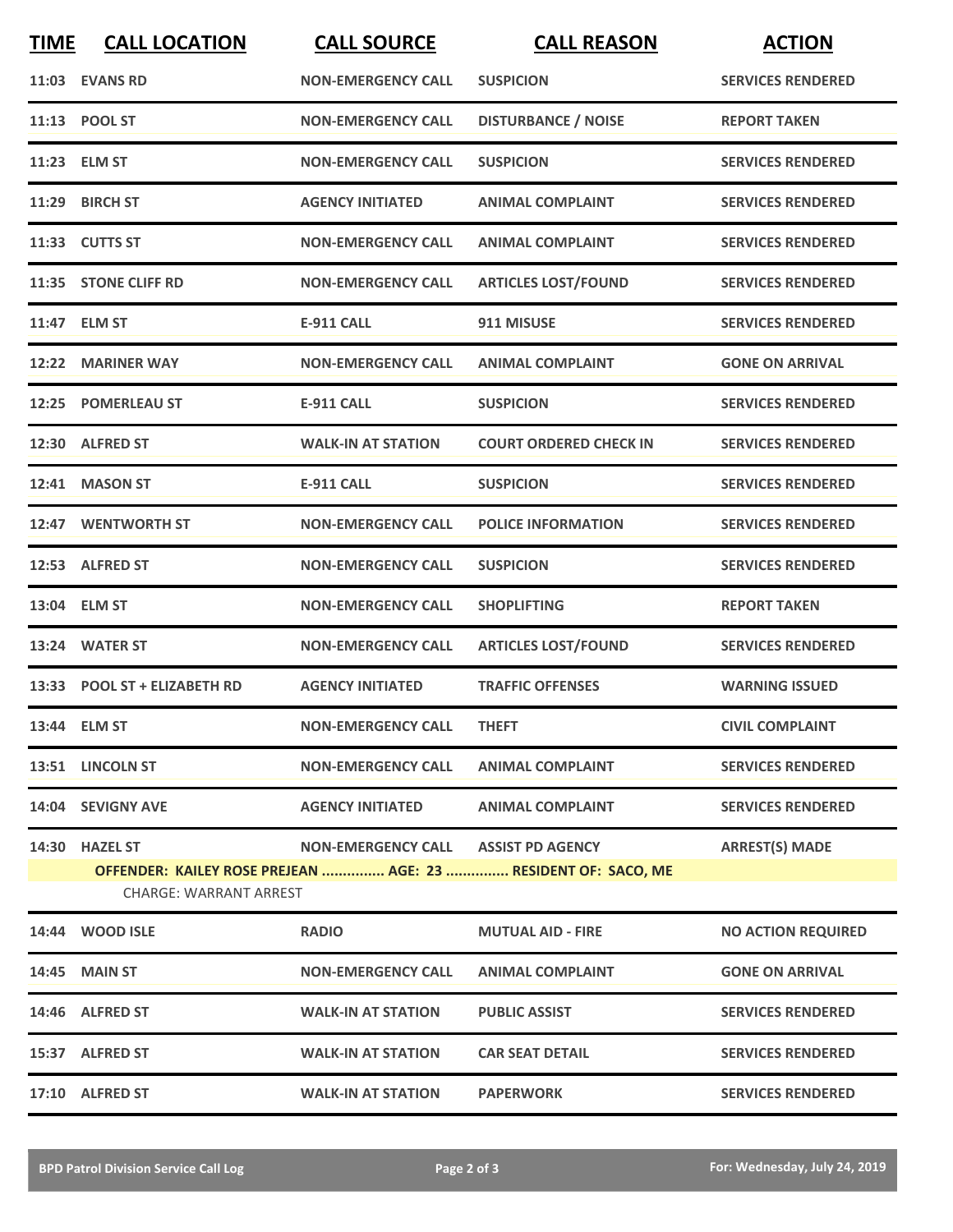| TIME | CALL LOCATION | CALL SOURCE | CALL REASON | ACTION |
|---|---|---|---|---|
| 11:03 | EVANS RD | NON-EMERGENCY CALL | SUSPICION | SERVICES RENDERED |
| 11:13 | POOL ST | NON-EMERGENCY CALL | DISTURBANCE / NOISE | REPORT TAKEN |
| 11:23 | ELM ST | NON-EMERGENCY CALL | SUSPICION | SERVICES RENDERED |
| 11:29 | BIRCH ST | AGENCY INITIATED | ANIMAL COMPLAINT | SERVICES RENDERED |
| 11:33 | CUTTS ST | NON-EMERGENCY CALL | ANIMAL COMPLAINT | SERVICES RENDERED |
| 11:35 | STONE CLIFF RD | NON-EMERGENCY CALL | ARTICLES LOST/FOUND | SERVICES RENDERED |
| 11:47 | ELM ST | E-911 CALL | 911 MISUSE | SERVICES RENDERED |
| 12:22 | MARINER WAY | NON-EMERGENCY CALL | ANIMAL COMPLAINT | GONE ON ARRIVAL |
| 12:25 | POMERLEAU ST | E-911 CALL | SUSPICION | SERVICES RENDERED |
| 12:30 | ALFRED ST | WALK-IN AT STATION | COURT ORDERED CHECK IN | SERVICES RENDERED |
| 12:41 | MASON ST | E-911 CALL | SUSPICION | SERVICES RENDERED |
| 12:47 | WENTWORTH ST | NON-EMERGENCY CALL | POLICE INFORMATION | SERVICES RENDERED |
| 12:53 | ALFRED ST | NON-EMERGENCY CALL | SUSPICION | SERVICES RENDERED |
| 13:04 | ELM ST | NON-EMERGENCY CALL | SHOPLIFTING | REPORT TAKEN |
| 13:24 | WATER ST | NON-EMERGENCY CALL | ARTICLES LOST/FOUND | SERVICES RENDERED |
| 13:33 | POOL ST + ELIZABETH RD | AGENCY INITIATED | TRAFFIC OFFENSES | WARNING ISSUED |
| 13:44 | ELM ST | NON-EMERGENCY CALL | THEFT | CIVIL COMPLAINT |
| 13:51 | LINCOLN ST | NON-EMERGENCY CALL | ANIMAL COMPLAINT | SERVICES RENDERED |
| 14:04 | SEVIGNY AVE | AGENCY INITIATED | ANIMAL COMPLAINT | SERVICES RENDERED |
| 14:30 | HAZEL ST | NON-EMERGENCY CALL | ASSIST PD AGENCY | ARREST(S) MADE |
| | OFFENDER: KAILEY ROSE PREJEAN ............... AGE: 23 ............... RESIDENT OF: SACO, ME<br>CHARGE: WARRANT ARREST | | | |
| 14:44 | WOOD ISLE | RADIO | MUTUAL AID - FIRE | NO ACTION REQUIRED |
| 14:45 | MAIN ST | NON-EMERGENCY CALL | ANIMAL COMPLAINT | GONE ON ARRIVAL |
| 14:46 | ALFRED ST | WALK-IN AT STATION | PUBLIC ASSIST | SERVICES RENDERED |
| 15:37 | ALFRED ST | WALK-IN AT STATION | CAR SEAT DETAIL | SERVICES RENDERED |
| 17:10 | ALFRED ST | WALK-IN AT STATION | PAPERWORK | SERVICES RENDERED |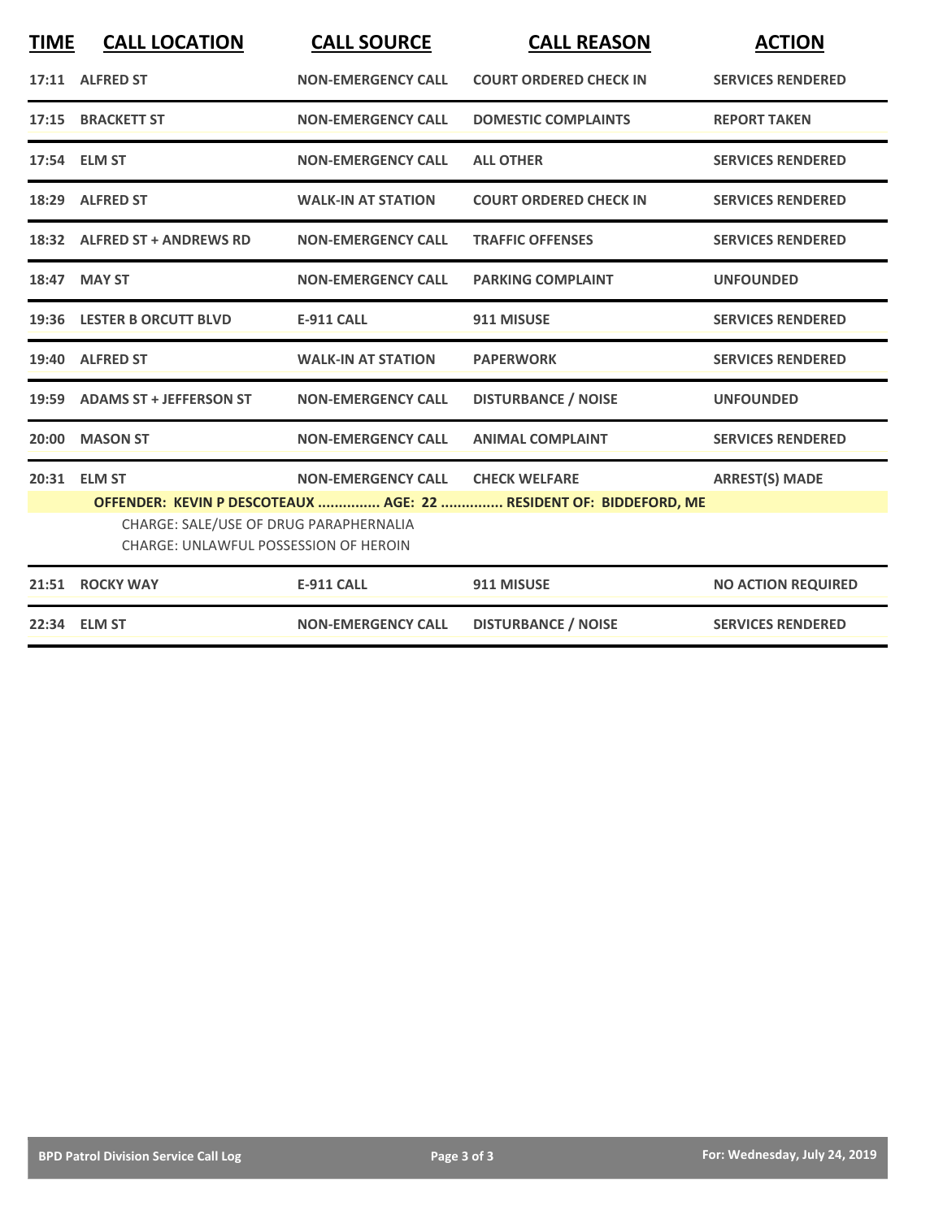| TIME | CALL LOCATION | CALL SOURCE | CALL REASON | ACTION |
|---|---|---|---|---|
| 17:11 | ALFRED ST | NON-EMERGENCY CALL | COURT ORDERED CHECK IN | SERVICES RENDERED |
| 17:15 | BRACKETT ST | NON-EMERGENCY CALL | DOMESTIC COMPLAINTS | REPORT TAKEN |
| 17:54 | ELM ST | NON-EMERGENCY CALL | ALL OTHER | SERVICES RENDERED |
| 18:29 | ALFRED ST | WALK-IN AT STATION | COURT ORDERED CHECK IN | SERVICES RENDERED |
| 18:32 | ALFRED ST + ANDREWS RD | NON-EMERGENCY CALL | TRAFFIC OFFENSES | SERVICES RENDERED |
| 18:47 | MAY ST | NON-EMERGENCY CALL | PARKING COMPLAINT | UNFOUNDED |
| 19:36 | LESTER B ORCUTT BLVD | E-911 CALL | 911 MISUSE | SERVICES RENDERED |
| 19:40 | ALFRED ST | WALK-IN AT STATION | PAPERWORK | SERVICES RENDERED |
| 19:59 | ADAMS ST + JEFFERSON ST | NON-EMERGENCY CALL | DISTURBANCE / NOISE | UNFOUNDED |
| 20:00 | MASON ST | NON-EMERGENCY CALL | ANIMAL COMPLAINT | SERVICES RENDERED |
| 20:31 | ELM ST | NON-EMERGENCY CALL | CHECK WELFARE | ARREST(S) MADE |
| | **OFFENDER: KEVIN P DESCOTEAUX ............... AGE: 22 ............... RESIDENT OF: BIDDEFORD, ME** | | | |
| | CHARGE: SALE/USE OF DRUG PARAPHERNALIA | | | |
| | CHARGE: UNLAWFUL POSSESSION OF HEROIN | | | |
| 21:51 | ROCKY WAY | E-911 CALL | 911 MISUSE | NO ACTION REQUIRED |
| 22:34 | ELM ST | NON-EMERGENCY CALL | DISTURBANCE / NOISE | SERVICES RENDERED |